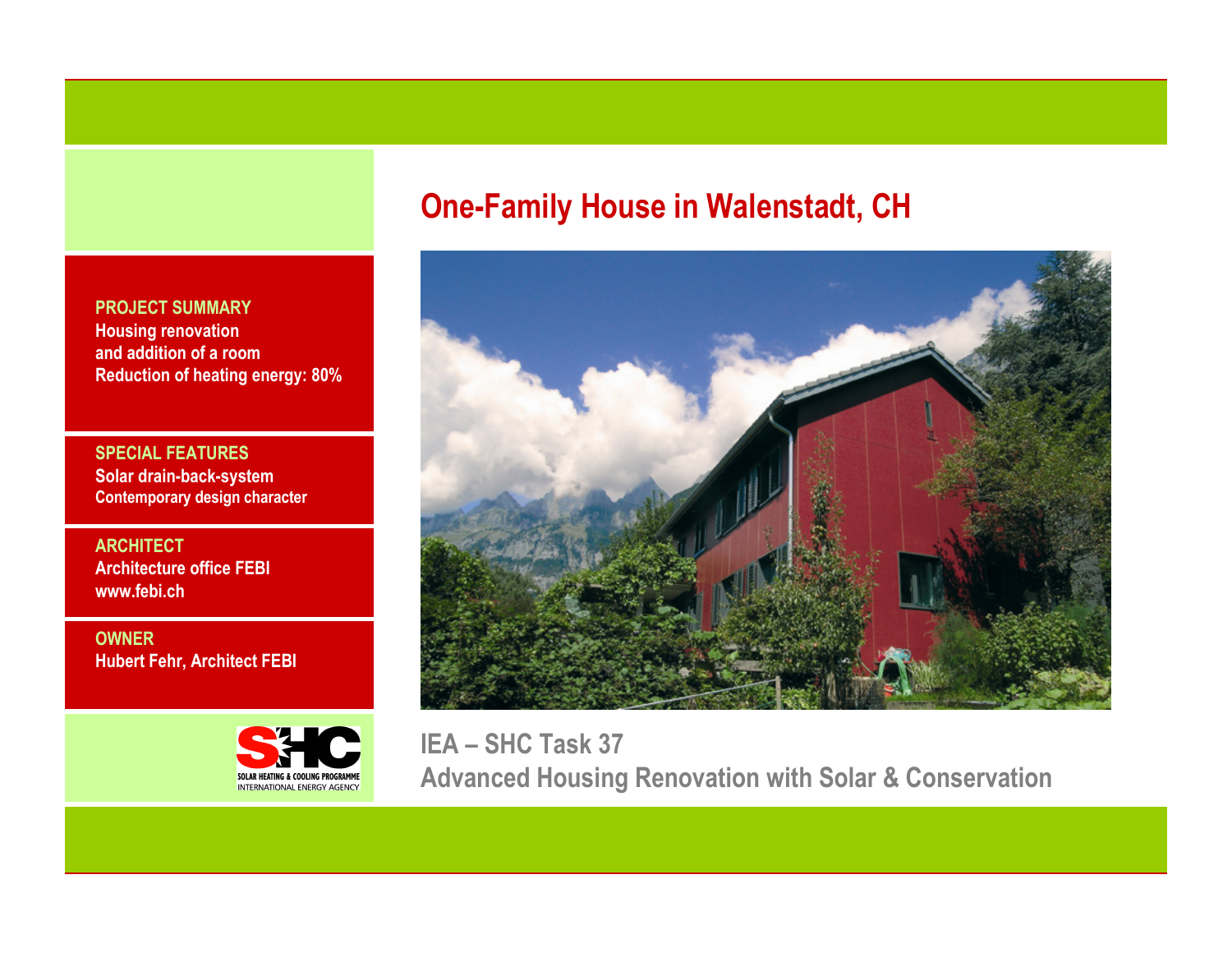# One-Family House in Walenstadt, CH

**PROJECT SUMMARY**
Housing renovation
and addition of a room
Reduction of heating energy: 80%

**SPECIAL FEATURES**
Solar drain-back-system
Contemporary design character

**ARCHITECT**
Architecture office FEBI
www.febi.ch

**OWNER**
Hubert Fehr, Architect FEBI

SOLAR HEATING & COOLING PROGRAMME
INTERNATIONAL ENERGY AGENCY

## IEA – SHC Task 37
## Advanced Housing Renovation with Solar & Conservation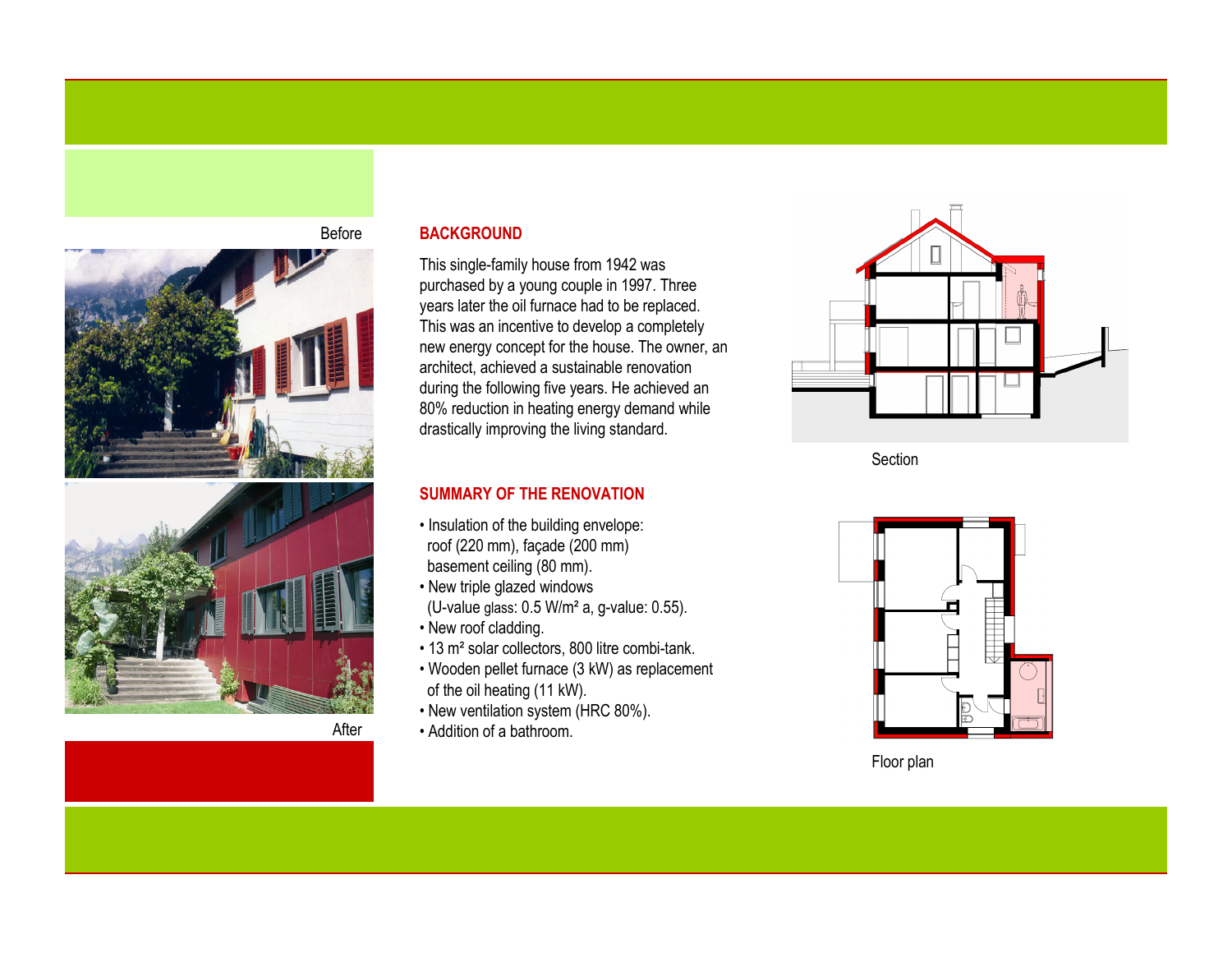Before

After

## BACKGROUND

This single-family house from 1942 was purchased by a young couple in 1997. Three years later the oil furnace had to be replaced. This was an incentive to develop a completely new energy concept for the house. The owner, an architect, achieved a sustainable renovation during the following five years. He achieved an 80% reduction in heating energy demand while drastically improving the living standard.

## SUMMARY OF THE RENOVATION

- Insulation of the building envelope: roof (220 mm), façade (200 mm) basement ceiling (80 mm).
- New triple glazed windows (U-value glass: 0.5 W/m² a, g-value: 0.55).
- New roof cladding.
- 13 m² solar collectors, 800 litre combi-tank.
- Wooden pellet furnace (3 kW) as replacement of the oil heating (11 kW).
- New ventilation system (HRC 80%).
- Addition of a bathroom.

Section

Floor plan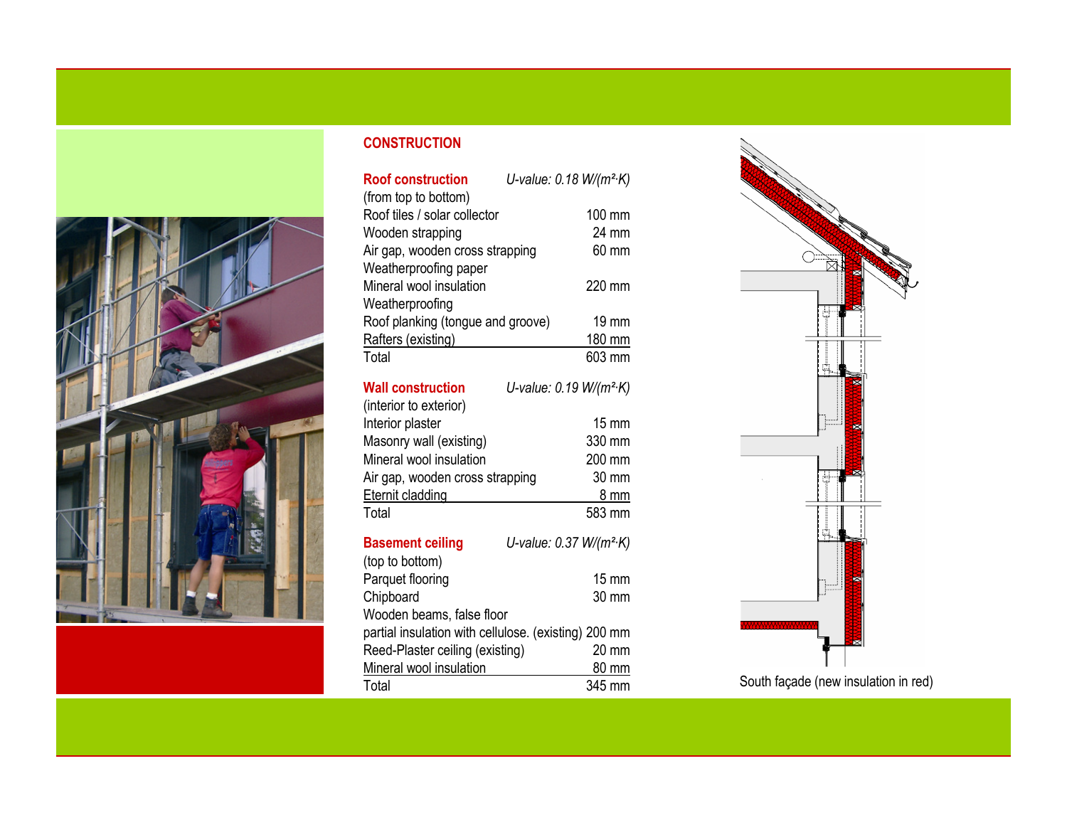## CONSTRUCTION

### Roof construction

*U-value: 0.18 W/(m²·K)*

(from top to bottom)

| Layer | Thickness |
|---|---|
| Roof tiles / solar collector | 100 mm |
| Wooden strapping | 24 mm |
| Air gap, wooden cross strapping | 60 mm |
| Weatherproofing paper | |
| Mineral wool insulation | 220 mm |
| Weatherproofing | |
| Roof planking (tongue and groove) | 19 mm |
| Rafters (existing) | 180 mm |
| Total | 603 mm |

### Wall construction

*U-value: 0.19 W/(m²·K)*

(interior to exterior)

| Layer | Thickness |
|---|---|
| Interior plaster | 15 mm |
| Masonry wall (existing) | 330 mm |
| Mineral wool insulation | 200 mm |
| Air gap, wooden cross strapping | 30 mm |
| Eternit cladding | 8 mm |
| Total | 583 mm |

### Basement ceiling

*U-value: 0.37 W/(m²·K)*

(top to bottom)

| Layer | Thickness |
|---|---|
| Parquet flooring | 15 mm |
| Chipboard | 30 mm |
| Wooden beams, false floor | |
| partial insulation with cellulose. (existing) | 200 mm |
| Reed-Plaster ceiling (existing) | 20 mm |
| Mineral wool insulation | 80 mm |
| Total | 345 mm |

South façade (new insulation in red)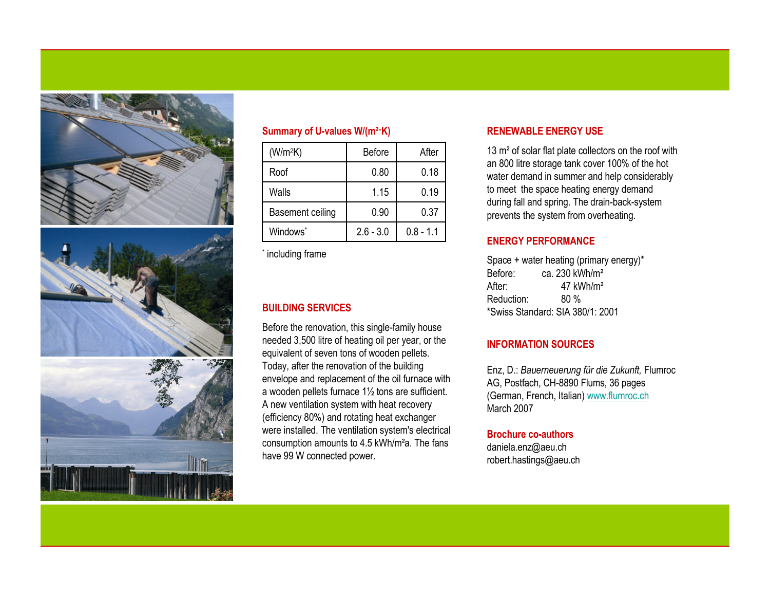### Summary of U-values W/(m²·K)

| (W/m²K) | Before | After |
|---|---|---|
| Roof | 0.80 | 0.18 |
| Walls | 1.15 | 0.19 |
| Basement ceiling | 0.90 | 0.37 |
| Windows* | 2.6 - 3.0 | 0.8 - 1.1 |

* including frame

### BUILDING SERVICES

Before the renovation, this single-family house needed 3,500 litre of heating oil per year, or the equivalent of seven tons of wooden pellets. Today, after the renovation of the building envelope and replacement of the oil furnace with a wooden pellets furnace 1½ tons are sufficient. A new ventilation system with heat recovery (efficiency 80%) and rotating heat exchanger were installed. The ventilation system's electrical consumption amounts to 4.5 kWh/m²a. The fans have 99 W connected power.

### RENEWABLE ENERGY USE

13 m² of solar flat plate collectors on the roof with an 800 litre storage tank cover 100% of the hot water demand in summer and help considerably to meet the space heating energy demand during fall and spring. The drain-back-system prevents the system from overheating.

### ENERGY PERFORMANCE

Space + water heating (primary energy)*
Before: ca. 230 kWh/m²
After: 47 kWh/m²
Reduction: 80 %
*Swiss Standard: SIA 380/1: 2001

### INFORMATION SOURCES

Enz, D.: *Bauerneuerung für die Zukunft,* Flumroc AG, Postfach, CH-8890 Flums, 36 pages (German, French, Italian) www.flumroc.ch
March 2007

**Brochure co-authors**
daniela.enz@aeu.ch
robert.hastings@aeu.ch